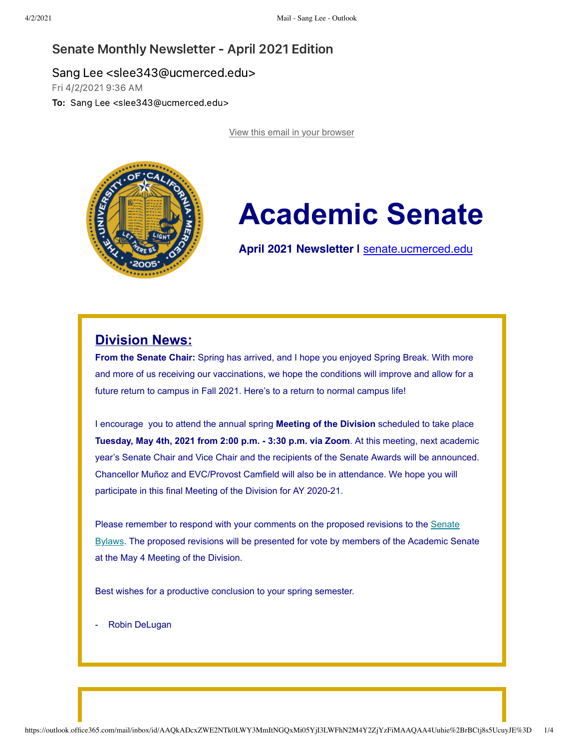# Senate Monthly Newsletter - April 2021 Edition

Sang Lee <slee343@ucmerced.edu>

Fri 4/2/2021 9:36 AM

**To:** Sang Lee <slee343@ucmerced.edu>

View this email in your browser

# Academic Senate

**April 2021 Newsletter I** senate.ucmerced.edu

## Division News:

**From the Senate Chair:** Spring has arrived, and I hope you enjoyed Spring Break. With more and more of us receiving our vaccinations, we hope the conditions will improve and allow for a future return to campus in Fall 2021. Here's to a return to normal campus life!

I encourage you to attend the annual spring **Meeting of the Division** scheduled to take place **Tuesday, May 4th, 2021 from 2:00 p.m. - 3:30 p.m. via Zoom**. At this meeting, next academic year's Senate Chair and Vice Chair and the recipients of the Senate Awards will be announced. Chancellor Muñoz and EVC/Provost Camfield will also be in attendance. We hope you will participate in this final Meeting of the Division for AY 2020-21.

Please remember to respond with your comments on the proposed revisions to the Senate Bylaws. The proposed revisions will be presented for vote by members of the Academic Senate at the May 4 Meeting of the Division.

Best wishes for a productive conclusion to your spring semester.

- Robin DeLugan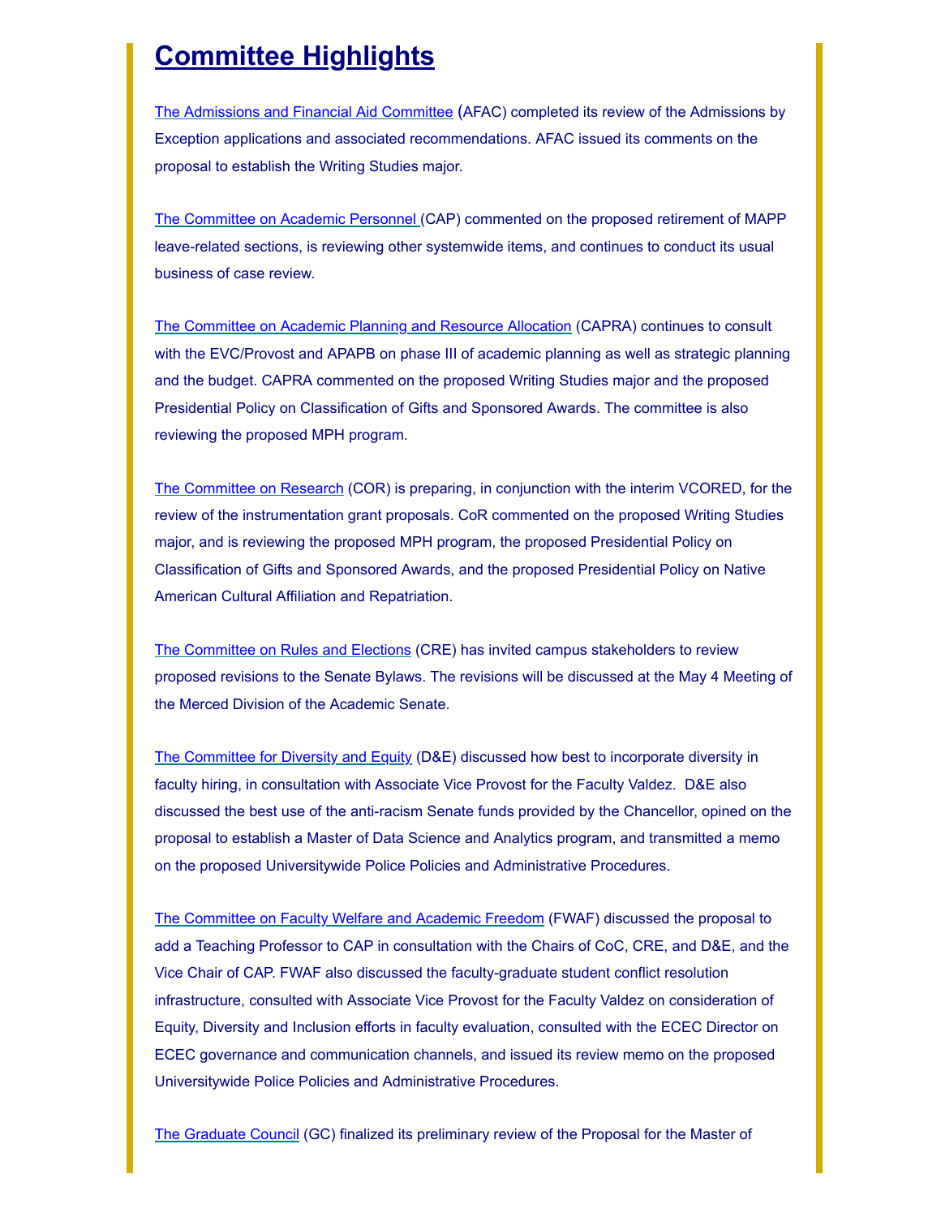# Committee Highlights

The Admissions and Financial Aid Committee (AFAC) completed its review of the Admissions by Exception applications and associated recommendations. AFAC issued its comments on the proposal to establish the Writing Studies major.

The Committee on Academic Personnel (CAP) commented on the proposed retirement of MAPP leave-related sections, is reviewing other systemwide items, and continues to conduct its usual business of case review.

The Committee on Academic Planning and Resource Allocation (CAPRA) continues to consult with the EVC/Provost and APAPB on phase III of academic planning as well as strategic planning and the budget. CAPRA commented on the proposed Writing Studies major and the proposed Presidential Policy on Classification of Gifts and Sponsored Awards. The committee is also reviewing the proposed MPH program.

The Committee on Research (COR) is preparing, in conjunction with the interim VCORED, for the review of the instrumentation grant proposals. CoR commented on the proposed Writing Studies major, and is reviewing the proposed MPH program, the proposed Presidential Policy on Classification of Gifts and Sponsored Awards, and the proposed Presidential Policy on Native American Cultural Affiliation and Repatriation.

The Committee on Rules and Elections (CRE) has invited campus stakeholders to review proposed revisions to the Senate Bylaws. The revisions will be discussed at the May 4 Meeting of the Merced Division of the Academic Senate.

The Committee for Diversity and Equity (D&E) discussed how best to incorporate diversity in faculty hiring, in consultation with Associate Vice Provost for the Faculty Valdez. D&E also discussed the best use of the anti-racism Senate funds provided by the Chancellor, opined on the proposal to establish a Master of Data Science and Analytics program, and transmitted a memo on the proposed Universitywide Police Policies and Administrative Procedures.

The Committee on Faculty Welfare and Academic Freedom (FWAF) discussed the proposal to add a Teaching Professor to CAP in consultation with the Chairs of CoC, CRE, and D&E, and the Vice Chair of CAP. FWAF also discussed the faculty-graduate student conflict resolution infrastructure, consulted with Associate Vice Provost for the Faculty Valdez on consideration of Equity, Diversity and Inclusion efforts in faculty evaluation, consulted with the ECEC Director on ECEC governance and communication channels, and issued its review memo on the proposed Universitywide Police Policies and Administrative Procedures.

The Graduate Council (GC) finalized its preliminary review of the Proposal for the Master of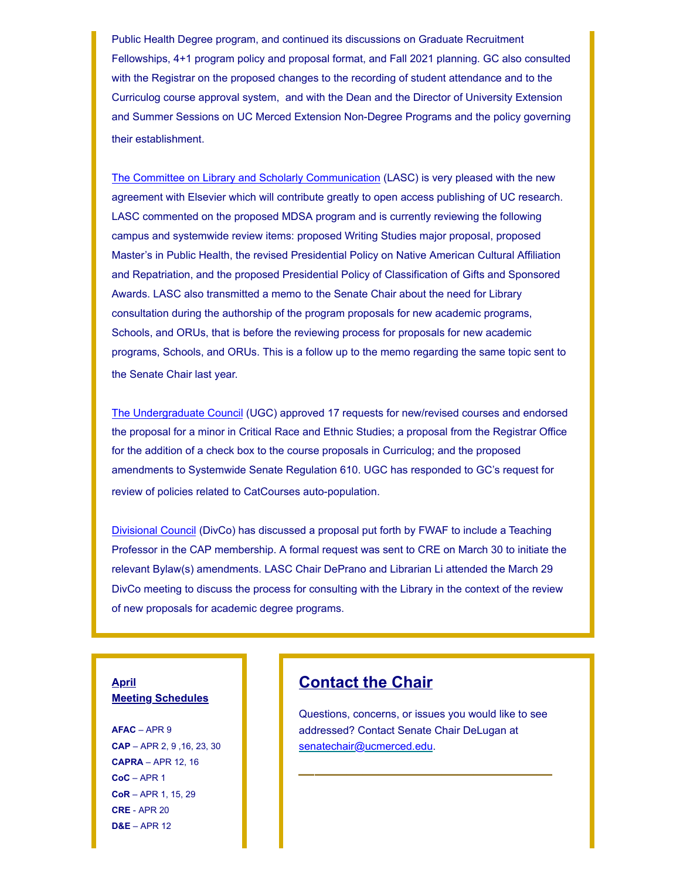Public Health Degree program, and continued its discussions on Graduate Recruitment Fellowships, 4+1 program policy and proposal format, and Fall 2021 planning. GC also consulted with the Registrar on the proposed changes to the recording of student attendance and to the Curriculog course approval system, and with the Dean and the Director of University Extension and Summer Sessions on UC Merced Extension Non-Degree Programs and the policy governing their establishment.

The Committee on Library and Scholarly Communication (LASC) is very pleased with the new agreement with Elsevier which will contribute greatly to open access publishing of UC research. LASC commented on the proposed MDSA program and is currently reviewing the following campus and systemwide review items: proposed Writing Studies major proposal, proposed Master's in Public Health, the revised Presidential Policy on Native American Cultural Affiliation and Repatriation, and the proposed Presidential Policy of Classification of Gifts and Sponsored Awards. LASC also transmitted a memo to the Senate Chair about the need for Library consultation during the authorship of the program proposals for new academic programs, Schools, and ORUs, that is before the reviewing process for proposals for new academic programs, Schools, and ORUs. This is a follow up to the memo regarding the same topic sent to the Senate Chair last year.

The Undergraduate Council (UGC) approved 17 requests for new/revised courses and endorsed the proposal for a minor in Critical Race and Ethnic Studies; a proposal from the Registrar Office for the addition of a check box to the course proposals in Curriculog; and the proposed amendments to Systemwide Senate Regulation 610. UGC has responded to GC's request for review of policies related to CatCourses auto-population.

Divisional Council (DivCo) has discussed a proposal put forth by FWAF to include a Teaching Professor in the CAP membership. A formal request was sent to CRE on March 30 to initiate the relevant Bylaw(s) amendments. LASC Chair DePrano and Librarian Li attended the March 29 DivCo meeting to discuss the process for consulting with the Library in the context of the review of new proposals for academic degree programs.

**April Meeting Schedules**

**AFAC** – APR 9
**CAP** – APR 2, 9 ,16, 23, 30
**CAPRA** – APR 12, 16
**CoC** – APR 1
**CoR** – APR 1, 15, 29
**CRE** - APR 20
**D&E** – APR 12

## Contact the Chair

Questions, concerns, or issues you would like to see addressed? Contact Senate Chair DeLugan at senatechair@ucmerced.edu.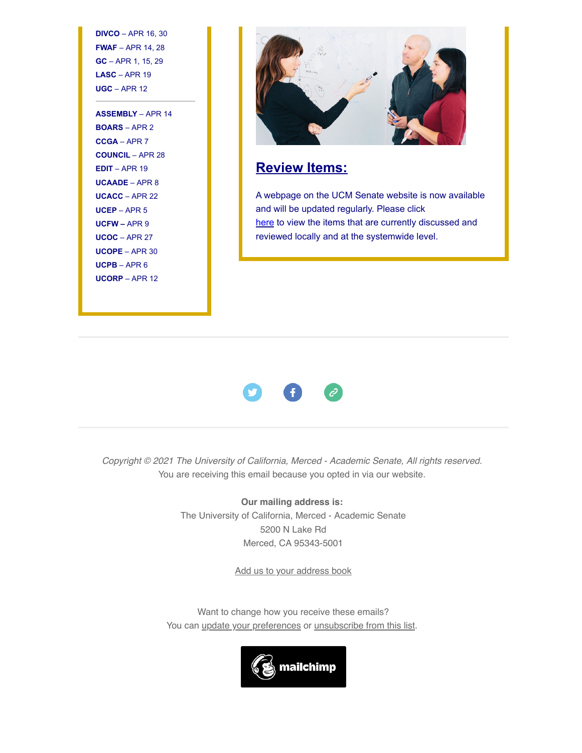**DIVCO** – APR 16, 30
**FWAF** – APR 14, 28
**GC** – APR 1, 15, 29
**LASC** – APR 19
**UGC** – APR 12

---

**ASSEMBLY** – APR 14
**BOARS** – APR 2
**CCGA** – APR 7
**COUNCIL** – APR 28
**EDIT** – APR 19
**UCAADE** – APR 8
**UCACC** – APR 22
**UCEP** – APR 5
**UCFW** – APR 9
**UCOC** – APR 27
**UCOPE** – APR 30
**UCPB** – APR 6
**UCORP** – APR 12

## Review Items:

A webpage on the UCM Senate website is now available and will be updated regularly. Please click here to view the items that are currently discussed and reviewed locally and at the systemwide level.

---

*Copyright © 2021 The University of California, Merced - Academic Senate, All rights reserved.*
You are receiving this email because you opted in via our website.

**Our mailing address is:**
The University of California, Merced - Academic Senate
5200 N Lake Rd
Merced, CA 95343-5001

Add us to your address book

Want to change how you receive these emails?
You can update your preferences or unsubscribe from this list.

mailchimp